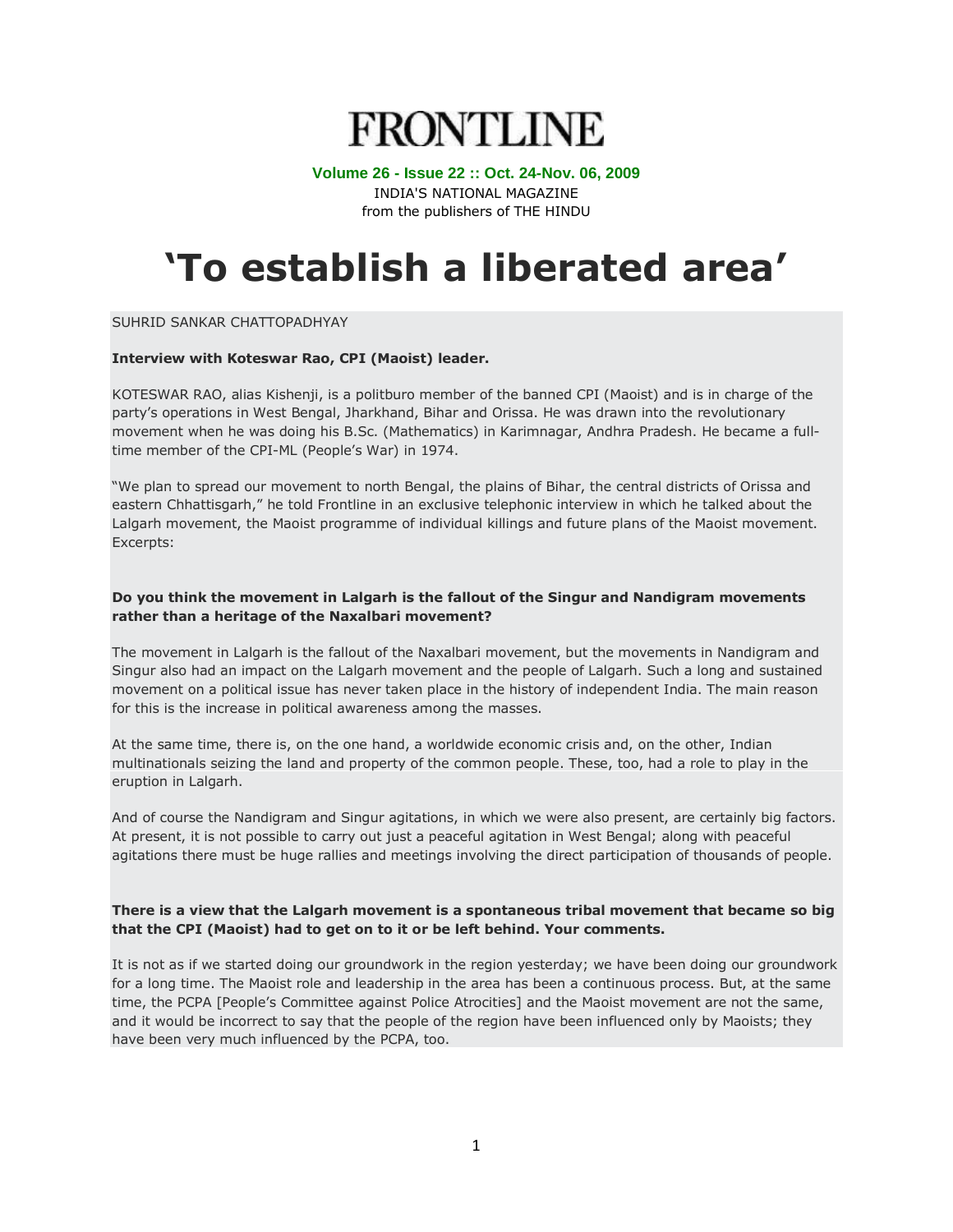# FRONTLINE

**Volume 26 - Issue 22 :: Oct. 24-Nov. 06, 2009**

INDIA'S NATIONAL MAGAZINE
from the publishers of THE HINDU

# 'To establish a liberated area'

SUHRID SANKAR CHATTOPADHYAY

**Interview with Koteswar Rao, CPI (Maoist) leader.**

KOTESWAR RAO, alias Kishenji, is a politburo member of the banned CPI (Maoist) and is in charge of the party's operations in West Bengal, Jharkhand, Bihar and Orissa. He was drawn into the revolutionary movement when he was doing his B.Sc. (Mathematics) in Karimnagar, Andhra Pradesh. He became a full-time member of the CPI-ML (People's War) in 1974.

"We plan to spread our movement to north Bengal, the plains of Bihar, the central districts of Orissa and eastern Chhattisgarh," he told Frontline in an exclusive telephonic interview in which he talked about the Lalgarh movement, the Maoist programme of individual killings and future plans of the Maoist movement. Excerpts:

**Do you think the movement in Lalgarh is the fallout of the Singur and Nandigram movements rather than a heritage of the Naxalbari movement?**

The movement in Lalgarh is the fallout of the Naxalbari movement, but the movements in Nandigram and Singur also had an impact on the Lalgarh movement and the people of Lalgarh. Such a long and sustained movement on a political issue has never taken place in the history of independent India. The main reason for this is the increase in political awareness among the masses.

At the same time, there is, on the one hand, a worldwide economic crisis and, on the other, Indian multinationals seizing the land and property of the common people. These, too, had a role to play in the eruption in Lalgarh.

And of course the Nandigram and Singur agitations, in which we were also present, are certainly big factors. At present, it is not possible to carry out just a peaceful agitation in West Bengal; along with peaceful agitations there must be huge rallies and meetings involving the direct participation of thousands of people.

**There is a view that the Lalgarh movement is a spontaneous tribal movement that became so big that the CPI (Maoist) had to get on to it or be left behind. Your comments.**

It is not as if we started doing our groundwork in the region yesterday; we have been doing our groundwork for a long time. The Maoist role and leadership in the area has been a continuous process. But, at the same time, the PCPA [People's Committee against Police Atrocities] and the Maoist movement are not the same, and it would be incorrect to say that the people of the region have been influenced only by Maoists; they have been very much influenced by the PCPA, too.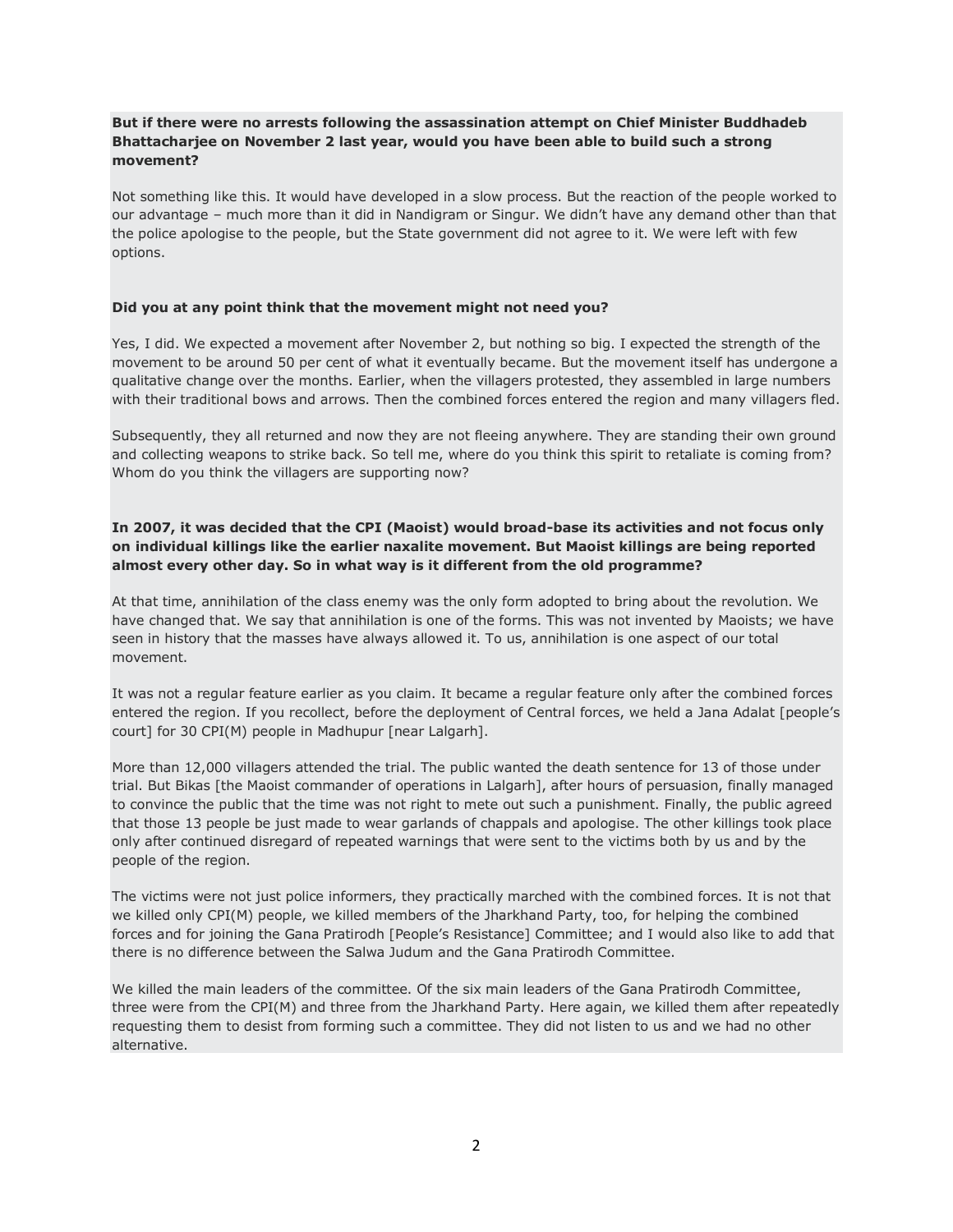**But if there were no arrests following the assassination attempt on Chief Minister Buddhadeb Bhattacharjee on November 2 last year, would you have been able to build such a strong movement?**

Not something like this. It would have developed in a slow process. But the reaction of the people worked to our advantage – much more than it did in Nandigram or Singur. We didn't have any demand other than that the police apologise to the people, but the State government did not agree to it. We were left with few options.

**Did you at any point think that the movement might not need you?**

Yes, I did. We expected a movement after November 2, but nothing so big. I expected the strength of the movement to be around 50 per cent of what it eventually became. But the movement itself has undergone a qualitative change over the months. Earlier, when the villagers protested, they assembled in large numbers with their traditional bows and arrows. Then the combined forces entered the region and many villagers fled.

Subsequently, they all returned and now they are not fleeing anywhere. They are standing their own ground and collecting weapons to strike back. So tell me, where do you think this spirit to retaliate is coming from? Whom do you think the villagers are supporting now?

**In 2007, it was decided that the CPI (Maoist) would broad-base its activities and not focus only on individual killings like the earlier naxalite movement. But Maoist killings are being reported almost every other day. So in what way is it different from the old programme?**

At that time, annihilation of the class enemy was the only form adopted to bring about the revolution. We have changed that. We say that annihilation is one of the forms. This was not invented by Maoists; we have seen in history that the masses have always allowed it. To us, annihilation is one aspect of our total movement.

It was not a regular feature earlier as you claim. It became a regular feature only after the combined forces entered the region. If you recollect, before the deployment of Central forces, we held a Jana Adalat [people's court] for 30 CPI(M) people in Madhupur [near Lalgarh].

More than 12,000 villagers attended the trial. The public wanted the death sentence for 13 of those under trial. But Bikas [the Maoist commander of operations in Lalgarh], after hours of persuasion, finally managed to convince the public that the time was not right to mete out such a punishment. Finally, the public agreed that those 13 people be just made to wear garlands of chappals and apologise. The other killings took place only after continued disregard of repeated warnings that were sent to the victims both by us and by the people of the region.

The victims were not just police informers, they practically marched with the combined forces. It is not that we killed only CPI(M) people, we killed members of the Jharkhand Party, too, for helping the combined forces and for joining the Gana Pratirodh [People's Resistance] Committee; and I would also like to add that there is no difference between the Salwa Judum and the Gana Pratirodh Committee.

We killed the main leaders of the committee. Of the six main leaders of the Gana Pratirodh Committee, three were from the CPI(M) and three from the Jharkhand Party. Here again, we killed them after repeatedly requesting them to desist from forming such a committee. They did not listen to us and we had no other alternative.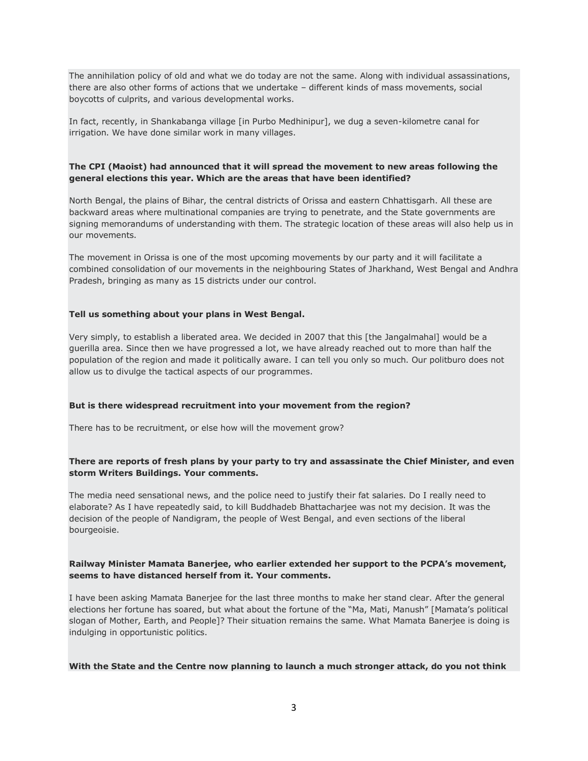The annihilation policy of old and what we do today are not the same. Along with individual assassinations, there are also other forms of actions that we undertake – different kinds of mass movements, social boycotts of culprits, and various developmental works.

In fact, recently, in Shankabanga village [in Purbo Medhinipur], we dug a seven-kilometre canal for irrigation. We have done similar work in many villages.

**The CPI (Maoist) had announced that it will spread the movement to new areas following the general elections this year. Which are the areas that have been identified?**

North Bengal, the plains of Bihar, the central districts of Orissa and eastern Chhattisgarh. All these are backward areas where multinational companies are trying to penetrate, and the State governments are signing memorandums of understanding with them. The strategic location of these areas will also help us in our movements.

The movement in Orissa is one of the most upcoming movements by our party and it will facilitate a combined consolidation of our movements in the neighbouring States of Jharkhand, West Bengal and Andhra Pradesh, bringing as many as 15 districts under our control.

**Tell us something about your plans in West Bengal.**

Very simply, to establish a liberated area. We decided in 2007 that this [the Jangalmahal] would be a guerilla area. Since then we have progressed a lot, we have already reached out to more than half the population of the region and made it politically aware. I can tell you only so much. Our politburo does not allow us to divulge the tactical aspects of our programmes.

**But is there widespread recruitment into your movement from the region?**

There has to be recruitment, or else how will the movement grow?

**There are reports of fresh plans by your party to try and assassinate the Chief Minister, and even storm Writers Buildings. Your comments.**

The media need sensational news, and the police need to justify their fat salaries. Do I really need to elaborate? As I have repeatedly said, to kill Buddhadeb Bhattacharjee was not my decision. It was the decision of the people of Nandigram, the people of West Bengal, and even sections of the liberal bourgeoisie.

**Railway Minister Mamata Banerjee, who earlier extended her support to the PCPA's movement, seems to have distanced herself from it. Your comments.**

I have been asking Mamata Banerjee for the last three months to make her stand clear. After the general elections her fortune has soared, but what about the fortune of the "Ma, Mati, Manush" [Mamata's political slogan of Mother, Earth, and People]? Their situation remains the same. What Mamata Banerjee is doing is indulging in opportunistic politics.

**With the State and the Centre now planning to launch a much stronger attack, do you not think**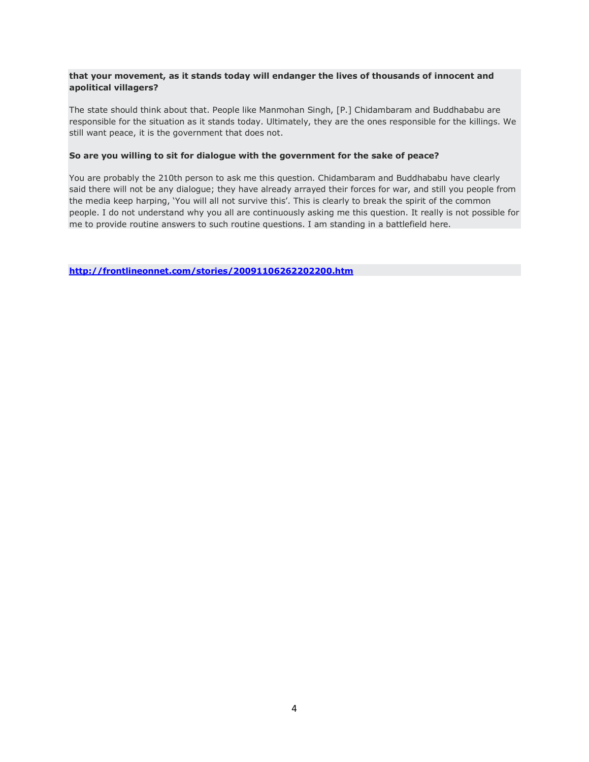**that your movement, as it stands today will endanger the lives of thousands of innocent and apolitical villagers?**

The state should think about that. People like Manmohan Singh, [P.] Chidambaram and Buddhababu are responsible for the situation as it stands today. Ultimately, they are the ones responsible for the killings. We still want peace, it is the government that does not.

**So are you willing to sit for dialogue with the government for the sake of peace?**

You are probably the 210th person to ask me this question. Chidambaram and Buddhababu have clearly said there will not be any dialogue; they have already arrayed their forces for war, and still you people from the media keep harping, 'You will all not survive this'. This is clearly to break the spirit of the common people. I do not understand why you all are continuously asking me this question. It really is not possible for me to provide routine answers to such routine questions. I am standing in a battlefield here.

**[http://frontlineonnet.com/stories/20091106262202200.htm](http://frontlineonnet.com/stories/20091106262202200.htm)**